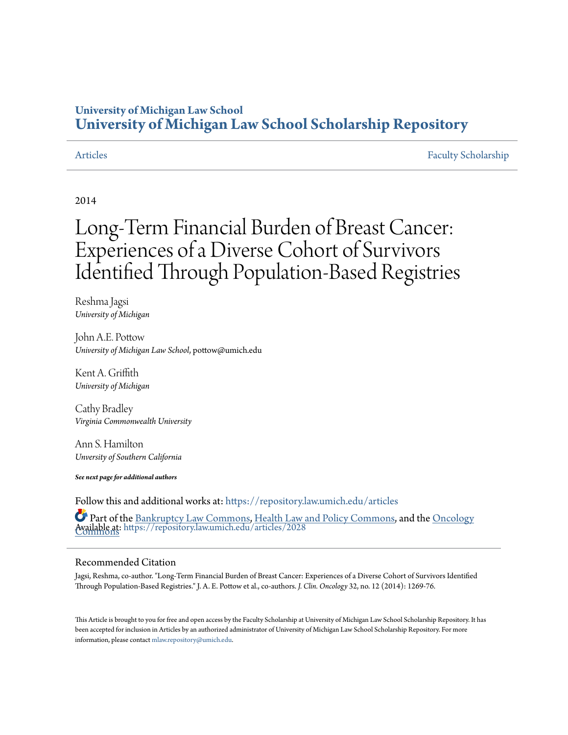University of Michigan Law School
**University of Michigan Law School Scholarship Repository**

Articles | Faculty Scholarship

2014

# Long-Term Financial Burden of Breast Cancer: Experiences of a Diverse Cohort of Survivors Identified Through Population-Based Registries

Reshma Jagsi
*University of Michigan*

John A.E. Pottow
*University of Michigan Law School*, pottow@umich.edu

Kent A. Griffith
*University of Michigan*

Cathy Bradley
*Virginia Commonwealth University*

Ann S. Hamilton
*Unversity of Southern California*

***See next page for additional authors***

Follow this and additional works at: https://repository.law.umich.edu/articles

Part of the Bankruptcy Law Commons, Health Law and Policy Commons, and the Oncology Commons

Available at: https://repository.law.umich.edu/articles/2028

## Recommended Citation

Jagsi, Reshma, co-author. "Long-Term Financial Burden of Breast Cancer: Experiences of a Diverse Cohort of Survivors Identified Through Population-Based Registries." J. A. E. Pottow et al., co-authors. *J. Clin. Oncology* 32, no. 12 (2014): 1269-76.

This Article is brought to you for free and open access by the Faculty Scholarship at University of Michigan Law School Scholarship Repository. It has been accepted for inclusion in Articles by an authorized administrator of University of Michigan Law School Scholarship Repository. For more information, please contact mlaw.repository@umich.edu.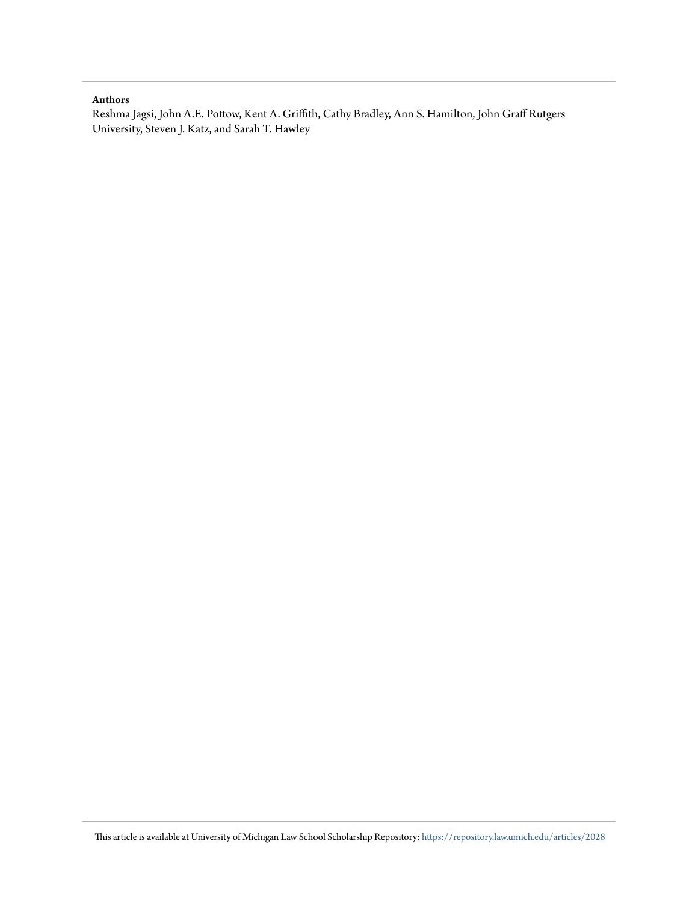**Authors**

Reshma Jagsi, John A.E. Pottow, Kent A. Griffith, Cathy Bradley, Ann S. Hamilton, John Graff Rutgers University, Steven J. Katz, and Sarah T. Hawley

This article is available at University of Michigan Law School Scholarship Repository: https://repository.law.umich.edu/articles/2028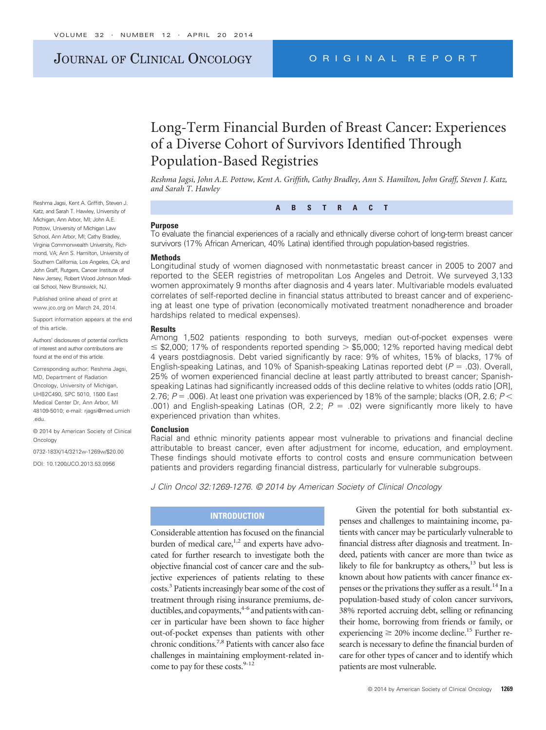# Long-Term Financial Burden of Breast Cancer: Experiences of a Diverse Cohort of Survivors Identified Through Population-Based Registries

*Reshma Jagsi, John A.E. Pottow, Kent A. Griffith, Cathy Bradley, Ann S. Hamilton, John Graff, Steven J. Katz, and Sarah T. Hawley*

Reshma Jagsi, Kent A. Griffith, Steven J. Katz, and Sarah T. Hawley, University of Michigan, Ann Arbor, MI; John A.E. Pottow, University of Michigan Law School, Ann Arbor, MI; Cathy Bradley, Virginia Commonwealth University, Richmond, VA; Ann S. Hamilton, University of Southern California, Los Angeles, CA; and John Graff, Rutgers, Cancer Institute of New Jersey, Robert Wood Johnson Medical School, New Brunswick, NJ.

Published online ahead of print at www.jco.org on March 24, 2014.

Support information appears at the end of this article.

Authors' disclosures of potential conflicts of interest and author contributions are found at the end of this article.

Corresponding author: Reshma Jagsi, MD, Department of Radiation Oncology, University of Michigan, UHB2C490, SPC 5010, 1500 East Medical Center Dr, Ann Arbor, MI 48109-5010; e-mail: rjagsi@med.umich.edu.

© 2014 by American Society of Clinical Oncology

0732-183X/14/3212w-1269w/$20.00

DOI: 10.1200/JCO.2013.53.0956

## ABSTRACT

### Purpose

To evaluate the financial experiences of a racially and ethnically diverse cohort of long-term breast cancer survivors (17% African American, 40% Latina) identified through population-based registries.

### Methods

Longitudinal study of women diagnosed with nonmetastatic breast cancer in 2005 to 2007 and reported to the SEER registries of metropolitan Los Angeles and Detroit. We surveyed 3,133 women approximately 9 months after diagnosis and 4 years later. Multivariable models evaluated correlates of self-reported decline in financial status attributed to breast cancer and of experiencing at least one type of privation (economically motivated treatment nonadherence and broader hardships related to medical expenses).

### Results

Among 1,502 patients responding to both surveys, median out-of-pocket expenses were ≤ $2,000; 17% of respondents reported spending > $5,000; 12% reported having medical debt 4 years postdiagnosis. Debt varied significantly by race: 9% of whites, 15% of blacks, 17% of English-speaking Latinas, and 10% of Spanish-speaking Latinas reported debt ($P$ = .03). Overall, 25% of women experienced financial decline at least partly attributed to breast cancer; Spanish-speaking Latinas had significantly increased odds of this decline relative to whites (odds ratio [OR], 2.76; $P$ = .006). At least one privation was experienced by 18% of the sample; blacks (OR, 2.6; $P <$ .001) and English-speaking Latinas (OR, 2.2; $P$ = .02) were significantly more likely to have experienced privation than whites.

### Conclusion

Racial and ethnic minority patients appear most vulnerable to privations and financial decline attributable to breast cancer, even after adjustment for income, education, and employment. These findings should motivate efforts to control costs and ensure communication between patients and providers regarding financial distress, particularly for vulnerable subgroups.

*J Clin Oncol 32:1269-1276. © 2014 by American Society of Clinical Oncology*

## INTRODUCTION

Considerable attention has focused on the financial burden of medical care,[1,2] and experts have advocated for further research to investigate both the objective financial cost of cancer care and the subjective experiences of patients relating to these costs.[3] Patients increasingly bear some of the cost of treatment through rising insurance premiums, deductibles, and copayments,[4-6] and patients with cancer in particular have been shown to face higher out-of-pocket expenses than patients with other chronic conditions.[7,8] Patients with cancer also face challenges in maintaining employment-related income to pay for these costs.[9-12]

Given the potential for both substantial expenses and challenges to maintaining income, patients with cancer may be particularly vulnerable to financial distress after diagnosis and treatment. Indeed, patients with cancer are more than twice as likely to file for bankruptcy as others,[13] but less is known about how patients with cancer finance expenses or the privations they suffer as a result.[14] In a population-based study of colon cancer survivors, 38% reported accruing debt, selling or refinancing their home, borrowing from friends or family, or experiencing ≥ 20% income decline.[15] Further research is necessary to define the financial burden of care for other types of cancer and to identify which patients are most vulnerable.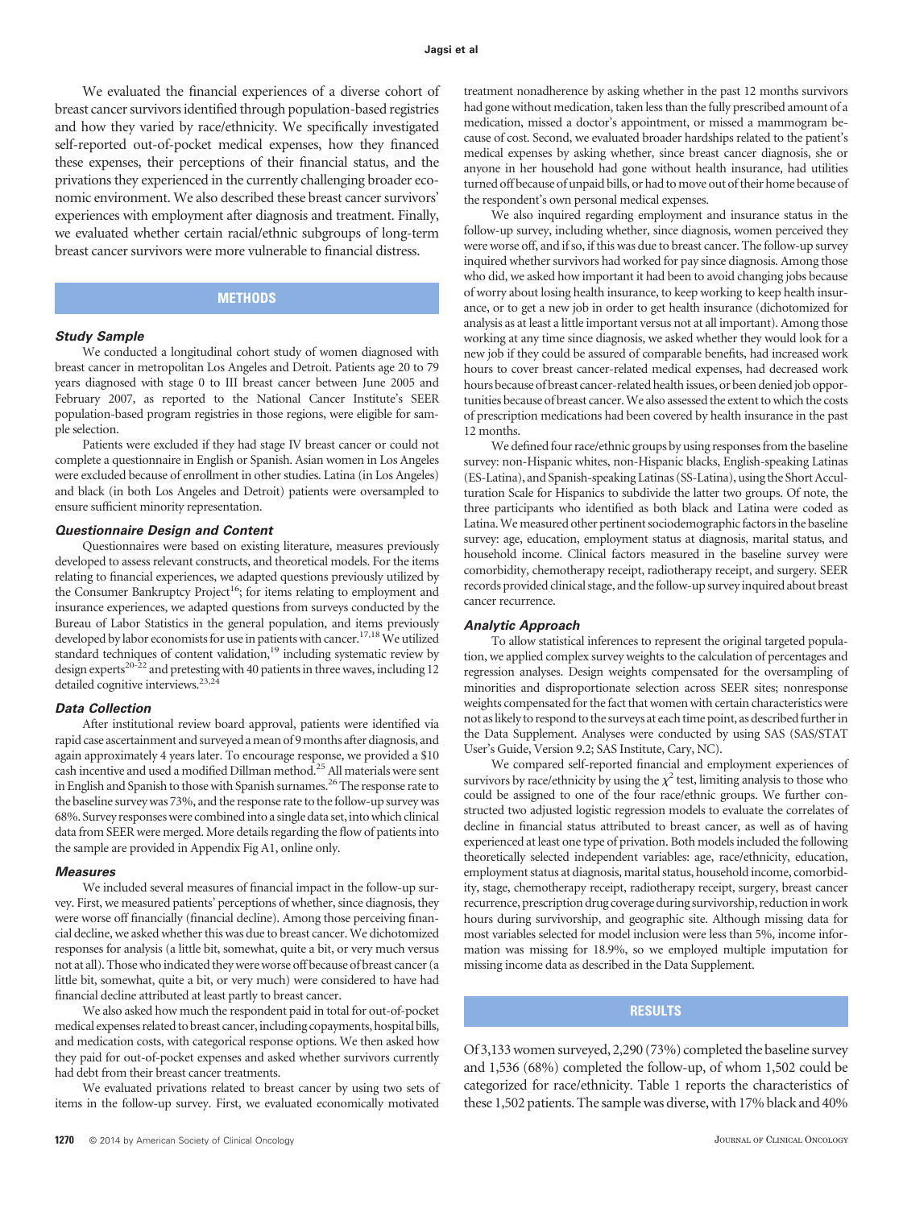We evaluated the financial experiences of a diverse cohort of breast cancer survivors identified through population-based registries and how they varied by race/ethnicity. We specifically investigated self-reported out-of-pocket medical expenses, how they financed these expenses, their perceptions of their financial status, and the privations they experienced in the currently challenging broader economic environment. We also described these breast cancer survivors' experiences with employment after diagnosis and treatment. Finally, we evaluated whether certain racial/ethnic subgroups of long-term breast cancer survivors were more vulnerable to financial distress.

## METHODS

### Study Sample

We conducted a longitudinal cohort study of women diagnosed with breast cancer in metropolitan Los Angeles and Detroit. Patients age 20 to 79 years diagnosed with stage 0 to III breast cancer between June 2005 and February 2007, as reported to the National Cancer Institute's SEER population-based program registries in those regions, were eligible for sample selection.

Patients were excluded if they had stage IV breast cancer or could not complete a questionnaire in English or Spanish. Asian women in Los Angeles were excluded because of enrollment in other studies. Latina (in Los Angeles) and black (in both Los Angeles and Detroit) patients were oversampled to ensure sufficient minority representation.

### Questionnaire Design and Content

Questionnaires were based on existing literature, measures previously developed to assess relevant constructs, and theoretical models. For the items relating to financial experiences, we adapted questions previously utilized by the Consumer Bankruptcy Project[16]; for items relating to employment and insurance experiences, we adapted questions from surveys conducted by the Bureau of Labor Statistics in the general population, and items previously developed by labor economists for use in patients with cancer.[17,18] We utilized standard techniques of content validation,[19] including systematic review by design experts[20-22] and pretesting with 40 patients in three waves, including 12 detailed cognitive interviews.[23,24]

### Data Collection

After institutional review board approval, patients were identified via rapid case ascertainment and surveyed a mean of 9 months after diagnosis, and again approximately 4 years later. To encourage response, we provided a $10 cash incentive and used a modified Dillman method.[25] All materials were sent in English and Spanish to those with Spanish surnames.[26] The response rate to the baseline survey was 73%, and the response rate to the follow-up survey was 68%. Survey responses were combined into a single data set, into which clinical data from SEER were merged. More details regarding the flow of patients into the sample are provided in Appendix Fig A1, online only.

### Measures

We included several measures of financial impact in the follow-up survey. First, we measured patients' perceptions of whether, since diagnosis, they were worse off financially (financial decline). Among those perceiving financial decline, we asked whether this was due to breast cancer. We dichotomized responses for analysis (a little bit, somewhat, quite a bit, or very much versus not at all). Those who indicated they were worse off because of breast cancer (a little bit, somewhat, quite a bit, or very much) were considered to have had financial decline attributed at least partly to breast cancer.

We also asked how much the respondent paid in total for out-of-pocket medical expenses related to breast cancer, including copayments, hospital bills, and medication costs, with categorical response options. We then asked how they paid for out-of-pocket expenses and asked whether survivors currently had debt from their breast cancer treatments.

We evaluated privations related to breast cancer by using two sets of items in the follow-up survey. First, we evaluated economically motivated treatment nonadherence by asking whether in the past 12 months survivors had gone without medication, taken less than the fully prescribed amount of a medication, missed a doctor's appointment, or missed a mammogram because of cost. Second, we evaluated broader hardships related to the patient's medical expenses by asking whether, since breast cancer diagnosis, she or anyone in her household had gone without health insurance, had utilities turned off because of unpaid bills, or had to move out of their home because of the respondent's own personal medical expenses.

We also inquired regarding employment and insurance status in the follow-up survey, including whether, since diagnosis, women perceived they were worse off, and if so, if this was due to breast cancer. The follow-up survey inquired whether survivors had worked for pay since diagnosis. Among those who did, we asked how important it had been to avoid changing jobs because of worry about losing health insurance, to keep working to keep health insurance, or to get a new job in order to get health insurance (dichotomized for analysis as at least a little important versus not at all important). Among those working at any time since diagnosis, we asked whether they would look for a new job if they could be assured of comparable benefits, had increased work hours to cover breast cancer-related medical expenses, had decreased work hours because of breast cancer-related health issues, or been denied job opportunities because of breast cancer. We also assessed the extent to which the costs of prescription medications had been covered by health insurance in the past 12 months.

We defined four race/ethnic groups by using responses from the baseline survey: non-Hispanic whites, non-Hispanic blacks, English-speaking Latinas (ES-Latina), and Spanish-speaking Latinas (SS-Latina), using the Short Acculturation Scale for Hispanics to subdivide the latter two groups. Of note, the three participants who identified as both black and Latina were coded as Latina. We measured other pertinent sociodemographic factors in the baseline survey: age, education, employment status at diagnosis, marital status, and household income. Clinical factors measured in the baseline survey were comorbidity, chemotherapy receipt, radiotherapy receipt, and surgery. SEER records provided clinical stage, and the follow-up survey inquired about breast cancer recurrence.

### Analytic Approach

To allow statistical inferences to represent the original targeted population, we applied complex survey weights to the calculation of percentages and regression analyses. Design weights compensated for the oversampling of minorities and disproportionate selection across SEER sites; nonresponse weights compensated for the fact that women with certain characteristics were not as likely to respond to the surveys at each time point, as described further in the Data Supplement. Analyses were conducted by using SAS (SAS/STAT User's Guide, Version 9.2; SAS Institute, Cary, NC).

We compared self-reported financial and employment experiences of survivors by race/ethnicity by using the $\chi^2$ test, limiting analysis to those who could be assigned to one of the four race/ethnic groups. We further constructed two adjusted logistic regression models to evaluate the correlates of decline in financial status attributed to breast cancer, as well as of having experienced at least one type of privation. Both models included the following theoretically selected independent variables: age, race/ethnicity, education, employment status at diagnosis, marital status, household income, comorbidity, stage, chemotherapy receipt, radiotherapy receipt, surgery, breast cancer recurrence, prescription drug coverage during survivorship, reduction in work hours during survivorship, and geographic site. Although missing data for most variables selected for model inclusion were less than 5%, income information was missing for 18.9%, so we employed multiple imputation for missing income data as described in the Data Supplement.

## RESULTS

Of 3,133 women surveyed, 2,290 (73%) completed the baseline survey and 1,536 (68%) completed the follow-up, of whom 1,502 could be categorized for race/ethnicity. Table 1 reports the characteristics of these 1,502 patients. The sample was diverse, with 17% black and 40%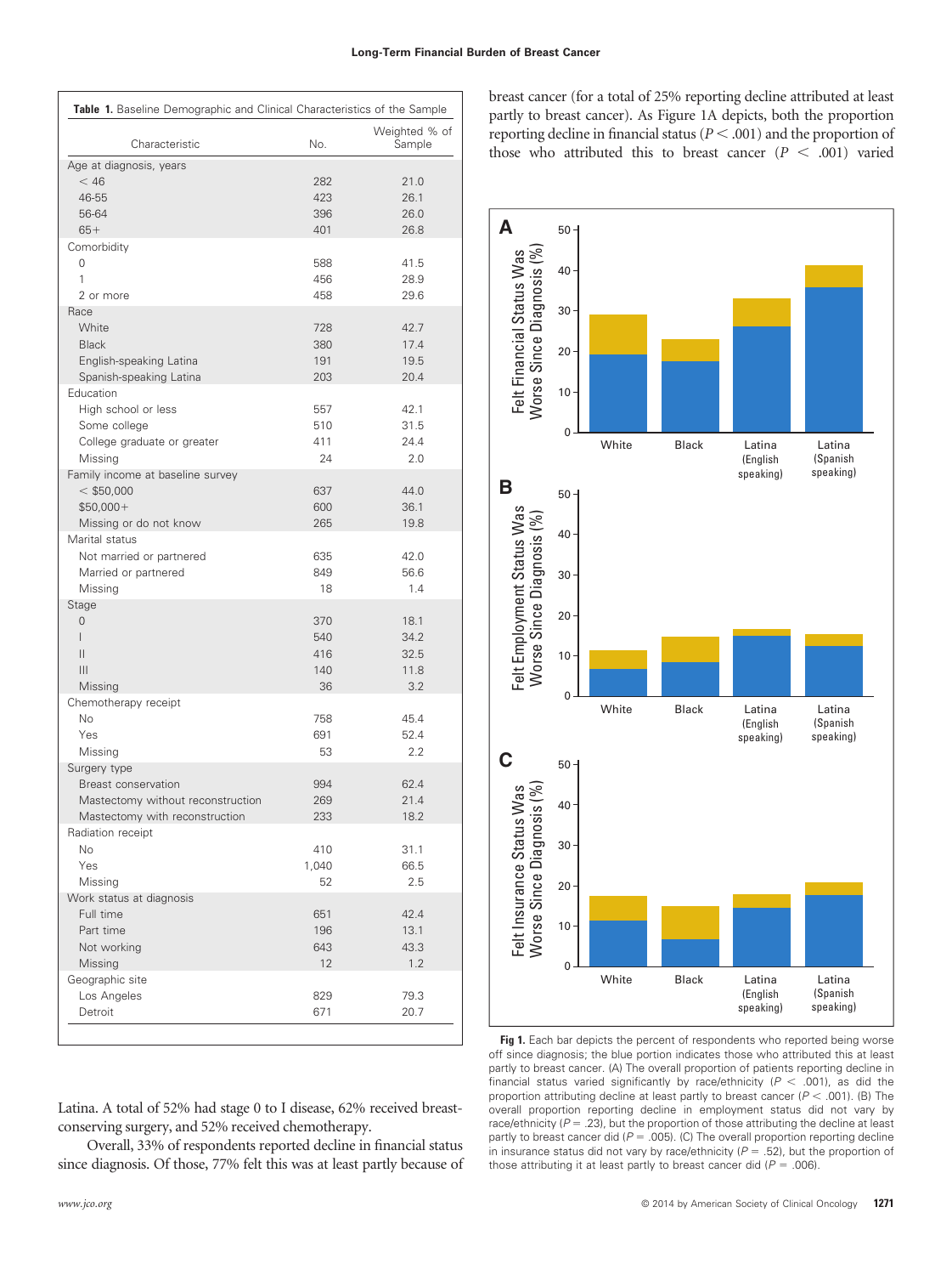| Characteristic | No. | Weighted % of Sample |
|---|---|---|
| Age at diagnosis, years | | |
| < 46 | 282 | 21.0 |
| 46-55 | 423 | 26.1 |
| 56-64 | 396 | 26.0 |
| 65+ | 401 | 26.8 |
| Comorbidity | | |
| 0 | 588 | 41.5 |
| 1 | 456 | 28.9 |
| 2 or more | 458 | 29.6 |
| Race | | |
| White | 728 | 42.7 |
| Black | 380 | 17.4 |
| English-speaking Latina | 191 | 19.5 |
| Spanish-speaking Latina | 203 | 20.4 |
| Education | | |
| High school or less | 557 | 42.1 |
| Some college | 510 | 31.5 |
| College graduate or greater | 411 | 24.4 |
| Missing | 24 | 2.0 |
| Family income at baseline survey | | |
| < $50,000 | 637 | 44.0 |
| $50,000+ | 600 | 36.1 |
| Missing or do not know | 265 | 19.8 |
| Marital status | | |
| Not married or partnered | 635 | 42.0 |
| Married or partnered | 849 | 56.6 |
| Missing | 18 | 1.4 |
| Stage | | |
| 0 | 370 | 18.1 |
| I | 540 | 34.2 |
| II | 416 | 32.5 |
| III | 140 | 11.8 |
| Missing | 36 | 3.2 |
| Chemotherapy receipt | | |
| No | 758 | 45.4 |
| Yes | 691 | 52.4 |
| Missing | 53 | 2.2 |
| Surgery type | | |
| Breast conservation | 994 | 62.4 |
| Mastectomy without reconstruction | 269 | 21.4 |
| Mastectomy with reconstruction | 233 | 18.2 |
| Radiation receipt | | |
| No | 410 | 31.1 |
| Yes | 1,040 | 66.5 |
| Missing | 52 | 2.5 |
| Work status at diagnosis | | |
| Full time | 651 | 42.4 |
| Part time | 196 | 13.1 |
| Not working | 643 | 43.3 |
| Missing | 12 | 1.2 |
| Geographic site | | |
| Los Angeles | 829 | 79.3 |
| Detroit | 671 | 20.7 |

**Table 1.** Baseline Demographic and Clinical Characteristics of the Sample

Latina. A total of 52% had stage 0 to I disease, 62% received breast-conserving surgery, and 52% received chemotherapy.

Overall, 33% of respondents reported decline in financial status since diagnosis. Of those, 77% felt this was at least partly because of breast cancer (for a total of 25% reporting decline attributed at least partly to breast cancer). As Figure 1A depicts, both the proportion reporting decline in financial status ($P < .001$) and the proportion of those who attributed this to breast cancer ($P < .001$) varied

**Fig 1.** Each bar depicts the percent of respondents who reported being worse off since diagnosis; the blue portion indicates those who attributed this at least partly to breast cancer. (A) The overall proportion of patients reporting decline in financial status varied significantly by race/ethnicity ($P < .001$), as did the proportion attributing decline at least partly to breast cancer ($P < .001$). (B) The overall proportion reporting decline in employment status did not vary by race/ethnicity ($P = .23$), but the proportion of those attributing the decline at least partly to breast cancer did ($P = .005$). (C) The overall proportion reporting decline in insurance status did not vary by race/ethnicity ($P = .52$), but the proportion of those attributing it at least partly to breast cancer did ($P = .006$).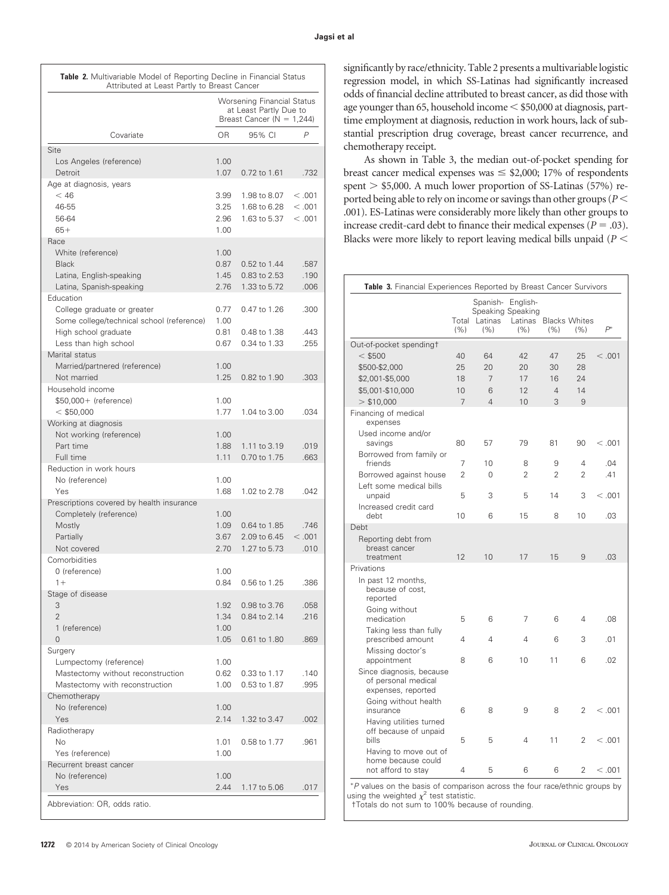**Table 2.** Multivariable Model of Reporting Decline in Financial Status Attributed at Least Partly to Breast Cancer

| Covariate | Worsening Financial Status at Least Partly Due to Breast Cancer (N = 1,244) | | |
|---|---|---|---|
| | OR | 95% CI | P |
| Site | | | |
| Los Angeles (reference) | 1.00 | | |
| Detroit | 1.07 | 0.72 to 1.61 | .732 |
| Age at diagnosis, years | | | |
| < 46 | 3.99 | 1.98 to 8.07 | < .001 |
| 46-55 | 3.25 | 1.68 to 6.28 | < .001 |
| 56-64 | 2.96 | 1.63 to 5.37 | < .001 |
| 65+ | 1.00 | | |
| Race | | | |
| White (reference) | 1.00 | | |
| Black | 0.87 | 0.52 to 1.44 | .587 |
| Latina, English-speaking | 1.45 | 0.83 to 2.53 | .190 |
| Latina, Spanish-speaking | 2.76 | 1.33 to 5.72 | .006 |
| Education | | | |
| College graduate or greater | 0.77 | 0.47 to 1.26 | .300 |
| Some college/technical school (reference) | 1.00 | | |
| High school graduate | 0.81 | 0.48 to 1.38 | .443 |
| Less than high school | 0.67 | 0.34 to 1.33 | .255 |
| Marital status | | | |
| Married/partnered (reference) | 1.00 | | |
| Not married | 1.25 | 0.82 to 1.90 | .303 |
| Household income | | | |
| $50,000+ (reference) | 1.00 | | |
| < $50,000 | 1.77 | 1.04 to 3.00 | .034 |
| Working at diagnosis | | | |
| Not working (reference) | 1.00 | | |
| Part time | 1.88 | 1.11 to 3.19 | .019 |
| Full time | 1.11 | 0.70 to 1.75 | .663 |
| Reduction in work hours | | | |
| No (reference) | 1.00 | | |
| Yes | 1.68 | 1.02 to 2.78 | .042 |
| Prescriptions covered by health insurance | | | |
| Completely (reference) | 1.00 | | |
| Mostly | 1.09 | 0.64 to 1.85 | .746 |
| Partially | 3.67 | 2.09 to 6.45 | < .001 |
| Not covered | 2.70 | 1.27 to 5.73 | .010 |
| Comorbidities | | | |
| 0 (reference) | 1.00 | | |
| 1+ | 0.84 | 0.56 to 1.25 | .386 |
| Stage of disease | | | |
| 3 | 1.92 | 0.98 to 3.76 | .058 |
| 2 | 1.34 | 0.84 to 2.14 | .216 |
| 1 (reference) | 1.00 | | |
| 0 | 1.05 | 0.61 to 1.80 | .869 |
| Surgery | | | |
| Lumpectomy (reference) | 1.00 | | |
| Mastectomy without reconstruction | 0.62 | 0.33 to 1.17 | .140 |
| Mastectomy with reconstruction | 1.00 | 0.53 to 1.87 | .995 |
| Chemotherapy | | | |
| No (reference) | 1.00 | | |
| Yes | 2.14 | 1.32 to 3.47 | .002 |
| Radiotherapy | | | |
| No | 1.01 | 0.58 to 1.77 | .961 |
| Yes (reference) | 1.00 | | |
| Recurrent breast cancer | | | |
| No (reference) | 1.00 | | |
| Yes | 2.44 | 1.17 to 5.06 | .017 |

Abbreviation: OR, odds ratio.

significantly by race/ethnicity. Table 2 presents a multivariable logistic regression model, in which SS-Latinas had significantly increased odds of financial decline attributed to breast cancer, as did those with age younger than 65, household income < $50,000 at diagnosis, part-time employment at diagnosis, reduction in work hours, lack of substantial prescription drug coverage, breast cancer recurrence, and chemotherapy receipt.

As shown in Table 3, the median out-of-pocket spending for breast cancer medical expenses was ≤ $2,000; 17% of respondents spent > $5,000. A much lower proportion of SS-Latinas (57%) reported being able to rely on income or savings than other groups ($P <$ .001). ES-Latinas were considerably more likely than other groups to increase credit-card debt to finance their medical expenses ($P = .03$). Blacks were more likely to report leaving medical bills unpaid ($P <$

**Table 3.** Financial Experiences Reported by Breast Cancer Survivors

| | Total (%) | Spanish-Speaking Latinas (%) | English-Speaking Latinas (%) | Blacks (%) | Whites (%) | P* |
|---|---|---|---|---|---|---|
| Out-of-pocket spending† | | | | | | |
| < $500 | 40 | 64 | 42 | 47 | 25 | < .001 |
| $500-$2,000 | 25 | 20 | 20 | 30 | 28 | |
| $2,001-$5,000 | 18 | 7 | 17 | 16 | 24 | |
| $5,001-$10,000 | 10 | 6 | 12 | 4 | 14 | |
| > $10,000 | 7 | 4 | 10 | 3 | 9 | |
| Financing of medical expenses | | | | | | |
| Used income and/or savings | 80 | 57 | 79 | 81 | 90 | < .001 |
| Borrowed from family or friends | 7 | 10 | 8 | 9 | 4 | .04 |
| Borrowed against house | 2 | 0 | 2 | 2 | 2 | .41 |
| Left some medical bills unpaid | 5 | 3 | 5 | 14 | 3 | < .001 |
| Increased credit card debt | 10 | 6 | 15 | 8 | 10 | .03 |
| Debt | | | | | | |
| Reporting debt from breast cancer treatment | 12 | 10 | 17 | 15 | 9 | .03 |
| Privations | | | | | | |
| In past 12 months, because of cost, reported | | | | | | |
| Going without medication | 5 | 6 | 7 | 6 | 4 | .08 |
| Taking less than fully prescribed amount | 4 | 4 | 4 | 6 | 3 | .01 |
| Missing doctor's appointment | 8 | 6 | 10 | 11 | 6 | .02 |
| Since diagnosis, because of personal medical expenses, reported | | | | | | |
| Going without health insurance | 6 | 8 | 9 | 8 | 2 | < .001 |
| Having utilities turned off because of unpaid bills | 5 | 5 | 4 | 11 | 2 | < .001 |
| Having to move out of home because could not afford to stay | 4 | 5 | 6 | 6 | 2 | < .001 |

*P values on the basis of comparison across the four race/ethnic groups by using the weighted $\chi^2$ test statistic.
†Totals do not sum to 100% because of rounding.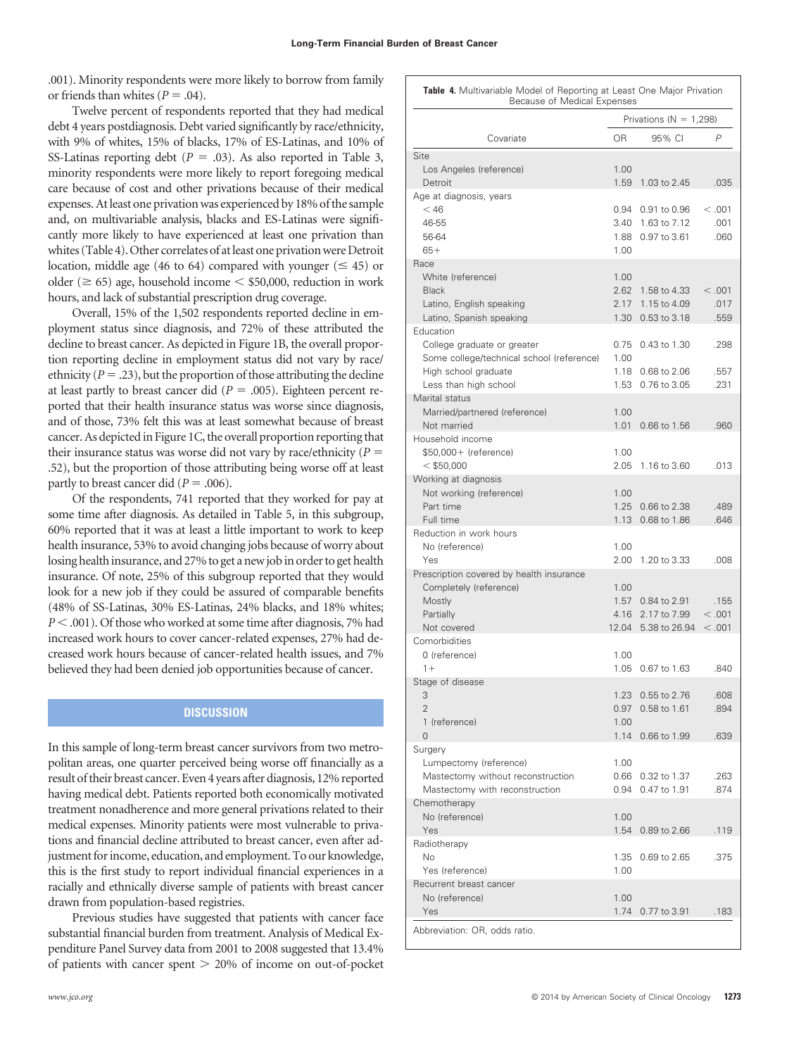.001). Minority respondents were more likely to borrow from family or friends than whites ($P$ = .04).

Twelve percent of respondents reported that they had medical debt 4 years postdiagnosis. Debt varied significantly by race/ethnicity, with 9% of whites, 15% of blacks, 17% of ES-Latinas, and 10% of SS-Latinas reporting debt ($P$ = .03). As also reported in Table 3, minority respondents were more likely to report foregoing medical care because of cost and other privations because of their medical expenses. At least one privation was experienced by 18% of the sample and, on multivariable analysis, blacks and ES-Latinas were significantly more likely to have experienced at least one privation than whites (Table 4). Other correlates of at least one privation were Detroit location, middle age (46 to 64) compared with younger (≤ 45) or older (≥ 65) age, household income < $50,000, reduction in work hours, and lack of substantial prescription drug coverage.

Overall, 15% of the 1,502 respondents reported decline in employment status since diagnosis, and 72% of these attributed the decline to breast cancer. As depicted in Figure 1B, the overall proportion reporting decline in employment status did not vary by race/ethnicity ($P$ = .23), but the proportion of those attributing the decline at least partly to breast cancer did ($P$ = .005). Eighteen percent reported that their health insurance status was worse since diagnosis, and of those, 73% felt this was at least somewhat because of breast cancer. As depicted in Figure 1C, the overall proportion reporting that their insurance status was worse did not vary by race/ethnicity ($P$ = .52), but the proportion of those attributing being worse off at least partly to breast cancer did ($P$ = .006).

Of the respondents, 741 reported that they worked for pay at some time after diagnosis. As detailed in Table 5, in this subgroup, 60% reported that it was at least a little important to work to keep health insurance, 53% to avoid changing jobs because of worry about losing health insurance, and 27% to get a new job in order to get health insurance. Of note, 25% of this subgroup reported that they would look for a new job if they could be assured of comparable benefits (48% of SS-Latinas, 30% ES-Latinas, 24% blacks, and 18% whites; $P$ < .001). Of those who worked at some time after diagnosis, 7% had increased work hours to cover cancer-related expenses, 27% had decreased work hours because of cancer-related health issues, and 7% believed they had been denied job opportunities because of cancer.

**Table 4.** Multivariable Model of Reporting at Least One Major Privation Because of Medical Expenses

| Covariate | Privations (N = 1,298) | | |
|---|---|---|---|
| | OR | 95% CI | P |
| **Site** | | | |
| Los Angeles (reference) | 1.00 | | |
| Detroit | 1.59 | 1.03 to 2.45 | .035 |
| **Age at diagnosis, years** | | | |
| < 46 | 0.94 | 0.91 to 0.96 | < .001 |
| 46-55 | 3.40 | 1.63 to 7.12 | .001 |
| 56-64 | 1.88 | 0.97 to 3.61 | .060 |
| 65+ | 1.00 | | |
| **Race** | | | |
| White (reference) | 1.00 | | |
| Black | 2.62 | 1.58 to 4.33 | < .001 |
| Latino, English speaking | 2.17 | 1.15 to 4.09 | .017 |
| Latino, Spanish speaking | 1.30 | 0.53 to 3.18 | .559 |
| **Education** | | | |
| College graduate or greater | 0.75 | 0.43 to 1.30 | .298 |
| Some college/technical school (reference) | 1.00 | | |
| High school graduate | 1.18 | 0.68 to 2.06 | .557 |
| Less than high school | 1.53 | 0.76 to 3.05 | .231 |
| **Marital status** | | | |
| Married/partnered (reference) | 1.00 | | |
| Not married | 1.01 | 0.66 to 1.56 | .960 |
| **Household income** | | | |
| $50,000+ (reference) | 1.00 | | |
| < $50,000 | 2.05 | 1.16 to 3.60 | .013 |
| **Working at diagnosis** | | | |
| Not working (reference) | 1.00 | | |
| Part time | 1.25 | 0.66 to 2.38 | .489 |
| Full time | 1.13 | 0.68 to 1.86 | .646 |
| **Reduction in work hours** | | | |
| No (reference) | 1.00 | | |
| Yes | 2.00 | 1.20 to 3.33 | .008 |
| **Prescription covered by health insurance** | | | |
| Completely (reference) | 1.00 | | |
| Mostly | 1.57 | 0.84 to 2.91 | .155 |
| Partially | 4.16 | 2.17 to 7.99 | < .001 |
| Not covered | 12.04 | 5.38 to 26.94 | < .001 |
| **Comorbidities** | | | |
| 0 (reference) | 1.00 | | |
| 1+ | 1.05 | 0.67 to 1.63 | .840 |
| **Stage of disease** | | | |
| 3 | 1.23 | 0.55 to 2.76 | .608 |
| 2 | 0.97 | 0.58 to 1.61 | .894 |
| 1 (reference) | 1.00 | | |
| 0 | 1.14 | 0.66 to 1.99 | .639 |
| **Surgery** | | | |
| Lumpectomy (reference) | 1.00 | | |
| Mastectomy without reconstruction | 0.66 | 0.32 to 1.37 | .263 |
| Mastectomy with reconstruction | 0.94 | 0.47 to 1.91 | .874 |
| **Chemotherapy** | | | |
| No (reference) | 1.00 | | |
| Yes | 1.54 | 0.89 to 2.66 | .119 |
| **Radiotherapy** | | | |
| No | 1.35 | 0.69 to 2.65 | .375 |
| Yes (reference) | 1.00 | | |
| **Recurrent breast cancer** | | | |
| No (reference) | 1.00 | | |
| Yes | 1.74 | 0.77 to 3.91 | .183 |

Abbreviation: OR, odds ratio.

## DISCUSSION

In this sample of long-term breast cancer survivors from two metropolitan areas, one quarter perceived being worse off financially as a result of their breast cancer. Even 4 years after diagnosis, 12% reported having medical debt. Patients reported both economically motivated treatment nonadherence and more general privations related to their medical expenses. Minority patients were most vulnerable to privations and financial decline attributed to breast cancer, even after adjustment for income, education, and employment. To our knowledge, this is the first study to report individual financial experiences in a racially and ethnically diverse sample of patients with breast cancer drawn from population-based registries.

Previous studies have suggested that patients with cancer face substantial financial burden from treatment. Analysis of Medical Expenditure Panel Survey data from 2001 to 2008 suggested that 13.4% of patients with cancer spent > 20% of income on out-of-pocket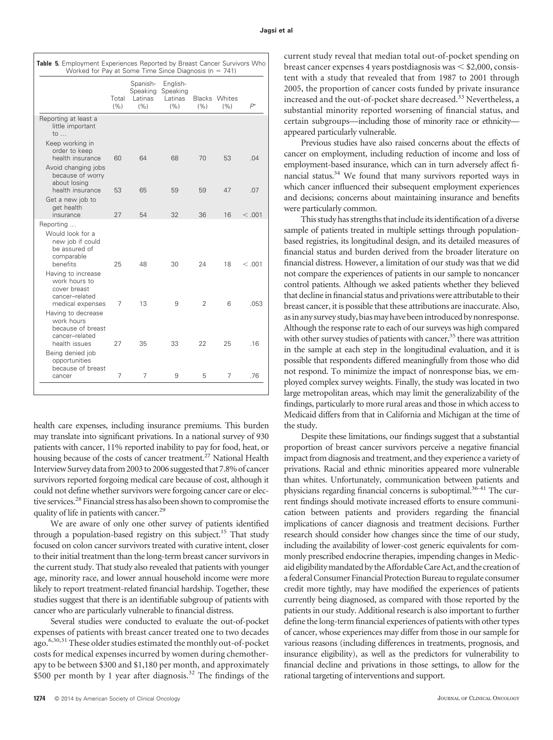**Table 5.** Employment Experiences Reported by Breast Cancer Survivors Who Worked for Pay at Some Time Since Diagnosis (n = 741)

| | Total (%) | Spanish-Speaking Latinas (%) | English-Speaking Latinas (%) | Blacks (%) | Whites (%) | $P$* |
|---|---|---|---|---|---|---|
| Reporting at least a little important to … | | | | | | |
| Keep working in order to keep health insurance | 60 | 64 | 68 | 70 | 53 | .04 |
| Avoid changing jobs because of worry about losing health insurance | 53 | 65 | 59 | 59 | 47 | .07 |
| Get a new job to get health insurance | 27 | 54 | 32 | 36 | 16 | < .001 |
| Reporting … | | | | | | |
| Would look for a new job if could be assured of comparable benefits | 25 | 48 | 30 | 24 | 18 | < .001 |
| Having to increase work hours to cover breast cancer–related medical expenses | 7 | 13 | 9 | 2 | 6 | .053 |
| Having to decrease work hours because of breast cancer–related health issues | 27 | 35 | 33 | 22 | 25 | .16 |
| Being denied job opportunities because of breast cancer | 7 | 7 | 9 | 5 | 7 | .76 |

health care expenses, including insurance premiums. This burden may translate into significant privations. In a national survey of 930 patients with cancer, 11% reported inability to pay for food, heat, or housing because of the costs of cancer treatment.[27] National Health Interview Survey data from 2003 to 2006 suggested that 7.8% of cancer survivors reported forgoing medical care because of cost, although it could not define whether survivors were forgoing cancer care or elective services.[28] Financial stress has also been shown to compromise the quality of life in patients with cancer.[29]

We are aware of only one other survey of patients identified through a population-based registry on this subject.[15] That study focused on colon cancer survivors treated with curative intent, closer to their initial treatment than the long-term breast cancer survivors in the current study. That study also revealed that patients with younger age, minority race, and lower annual household income were more likely to report treatment-related financial hardship. Together, these studies suggest that there is an identifiable subgroup of patients with cancer who are particularly vulnerable to financial distress.

Several studies were conducted to evaluate the out-of-pocket expenses of patients with breast cancer treated one to two decades ago.[6,30,31] These older studies estimated the monthly out-of-pocket costs for medical expenses incurred by women during chemotherapy to be between \$300 and \$1,180 per month, and approximately \$500 per month by 1 year after diagnosis.[32] The findings of the current study reveal that median total out-of-pocket spending on breast cancer expenses 4 years postdiagnosis was < \$2,000, consistent with a study that revealed that from 1987 to 2001 through 2005, the proportion of cancer costs funded by private insurance increased and the out-of-pocket share decreased.[33] Nevertheless, a substantial minority reported worsening of financial status, and certain subgroups—including those of minority race or ethnicity—appeared particularly vulnerable.

Previous studies have also raised concerns about the effects of cancer on employment, including reduction of income and loss of employment-based insurance, which can in turn adversely affect financial status.[34] We found that many survivors reported ways in which cancer influenced their subsequent employment experiences and decisions; concerns about maintaining insurance and benefits were particularly common.

This study has strengths that include its identification of a diverse sample of patients treated in multiple settings through population-based registries, its longitudinal design, and its detailed measures of financial status and burden derived from the broader literature on financial distress. However, a limitation of our study was that we did not compare the experiences of patients in our sample to noncancer control patients. Although we asked patients whether they believed that decline in financial status and privations were attributable to their breast cancer, it is possible that these attributions are inaccurate. Also, as in any survey study, bias may have been introduced by nonresponse. Although the response rate to each of our surveys was high compared with other survey studies of patients with cancer,[35] there was attrition in the sample at each step in the longitudinal evaluation, and it is possible that respondents differed meaningfully from those who did not respond. To minimize the impact of nonresponse bias, we employed complex survey weights. Finally, the study was located in two large metropolitan areas, which may limit the generalizability of the findings, particularly to more rural areas and those in which access to Medicaid differs from that in California and Michigan at the time of the study.

Despite these limitations, our findings suggest that a substantial proportion of breast cancer survivors perceive a negative financial impact from diagnosis and treatment, and they experience a variety of privations. Racial and ethnic minorities appeared more vulnerable than whites. Unfortunately, communication between patients and physicians regarding financial concerns is suboptimal.[36-41] The current findings should motivate increased efforts to ensure communication between patients and providers regarding the financial implications of cancer diagnosis and treatment decisions. Further research should consider how changes since the time of our study, including the availability of lower-cost generic equivalents for commonly prescribed endocrine therapies, impending changes in Medicaid eligibility mandated by the Affordable Care Act, and the creation of a federal Consumer Financial Protection Bureau to regulate consumer credit more tightly, may have modified the experiences of patients currently being diagnosed, as compared with those reported by the patients in our study. Additional research is also important to further define the long-term financial experiences of patients with other types of cancer, whose experiences may differ from those in our sample for various reasons (including differences in treatments, prognosis, and insurance eligibility), as well as the predictors for vulnerability to financial decline and privations in those settings, to allow for the rational targeting of interventions and support.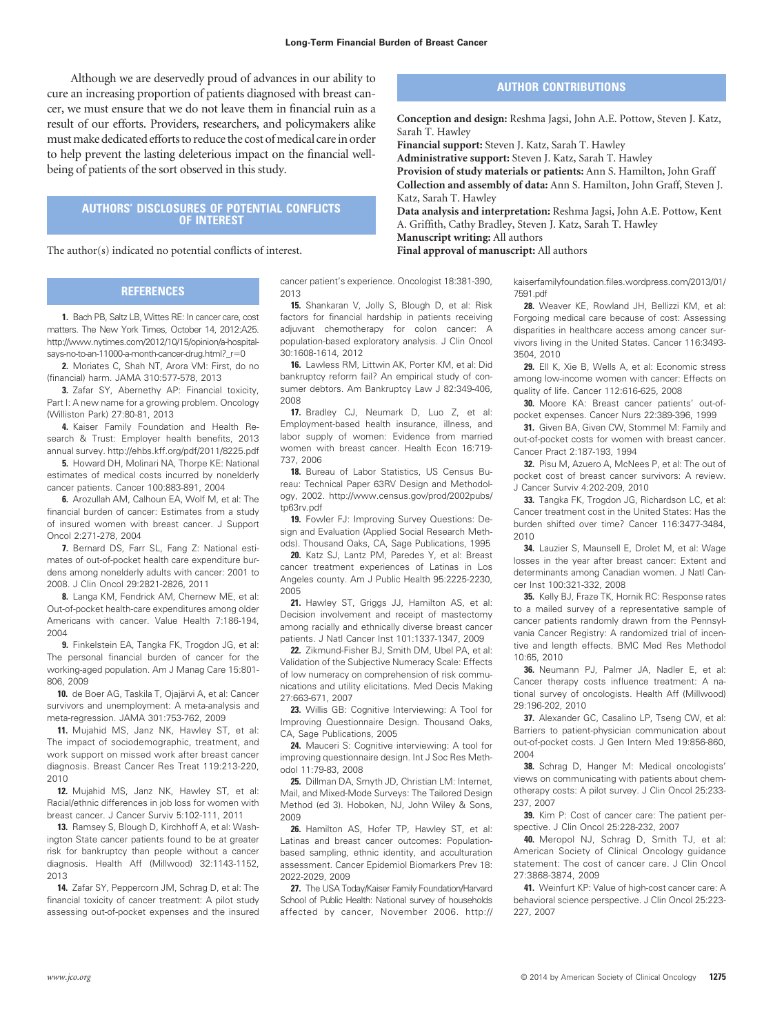Although we are deservedly proud of advances in our ability to cure an increasing proportion of patients diagnosed with breast cancer, we must ensure that we do not leave them in financial ruin as a result of our efforts. Providers, researchers, and policymakers alike must make dedicated efforts to reduce the cost of medical care in order to help prevent the lasting deleterious impact on the financial well-being of patients of the sort observed in this study.

## AUTHORS' DISCLOSURES OF POTENTIAL CONFLICTS OF INTEREST

The author(s) indicated no potential conflicts of interest.

## AUTHOR CONTRIBUTIONS

**Conception and design:** Reshma Jagsi, John A.E. Pottow, Steven J. Katz, Sarah T. Hawley
**Financial support:** Steven J. Katz, Sarah T. Hawley
**Administrative support:** Steven J. Katz, Sarah T. Hawley
**Provision of study materials or patients:** Ann S. Hamilton, John Graff
**Collection and assembly of data:** Ann S. Hamilton, John Graff, Steven J. Katz, Sarah T. Hawley
**Data analysis and interpretation:** Reshma Jagsi, John A.E. Pottow, Kent A. Griffith, Cathy Bradley, Steven J. Katz, Sarah T. Hawley
**Manuscript writing:** All authors
**Final approval of manuscript:** All authors

## REFERENCES

**1.** Bach PB, Saltz LB, Wittes RE: In cancer care, cost matters. The New York Times, October 14, 2012:A25. http://www.nytimes.com/2012/10/15/opinion/a-hospital-says-no-to-an-11000-a-month-cancer-drug.html?_r=0

**2.** Moriates C, Shah NT, Arora VM: First, do no (financial) harm. JAMA 310:577-578, 2013

**3.** Zafar SY, Abernethy AP: Financial toxicity, Part I: A new name for a growing problem. Oncology (Williston Park) 27:80-81, 2013

**4.** Kaiser Family Foundation and Health Research & Trust: Employer health benefits, 2013 annual survey. http://ehbs.kff.org/pdf/2011/8225.pdf

**5.** Howard DH, Molinari NA, Thorpe KE: National estimates of medical costs incurred by nonelderly cancer patients. Cancer 100:883-891, 2004

**6.** Arozullah AM, Calhoun EA, Wolf M, et al: The financial burden of cancer: Estimates from a study of insured women with breast cancer. J Support Oncol 2:271-278, 2004

**7.** Bernard DS, Farr SL, Fang Z: National estimates of out-of-pocket health care expenditure burdens among nonelderly adults with cancer: 2001 to 2008. J Clin Oncol 29:2821-2826, 2011

**8.** Langa KM, Fendrick AM, Chernew ME, et al: Out-of-pocket health-care expenditures among older Americans with cancer. Value Health 7:186-194, 2004

**9.** Finkelstein EA, Tangka FK, Trogdon JG, et al: The personal financial burden of cancer for the working-aged population. Am J Manag Care 15:801-806, 2009

**10.** de Boer AG, Taskila T, Ojajärvi A, et al: Cancer survivors and unemployment: A meta-analysis and meta-regression. JAMA 301:753-762, 2009

**11.** Mujahid MS, Janz NK, Hawley ST, et al: The impact of sociodemographic, treatment, and work support on missed work after breast cancer diagnosis. Breast Cancer Res Treat 119:213-220, 2010

**12.** Mujahid MS, Janz NK, Hawley ST, et al: Racial/ethnic differences in job loss for women with breast cancer. J Cancer Surviv 5:102-111, 2011

**13.** Ramsey S, Blough D, Kirchhoff A, et al: Washington State cancer patients found to be at greater risk for bankruptcy than people without a cancer diagnosis. Health Aff (Millwood) 32:1143-1152, 2013

**14.** Zafar SY, Peppercorn JM, Schrag D, et al: The financial toxicity of cancer treatment: A pilot study assessing out-of-pocket expenses and the insured cancer patient's experience. Oncologist 18:381-390, 2013

**15.** Shankaran V, Jolly S, Blough D, et al: Risk factors for financial hardship in patients receiving adjuvant chemotherapy for colon cancer: A population-based exploratory analysis. J Clin Oncol 30:1608-1614, 2012

**16.** Lawless RM, Littwin AK, Porter KM, et al: Did bankruptcy reform fail? An empirical study of consumer debtors. Am Bankruptcy Law J 82:349-406, 2008

**17.** Bradley CJ, Neumark D, Luo Z, et al: Employment-based health insurance, illness, and labor supply of women: Evidence from married women with breast cancer. Health Econ 16:719-737, 2006

**18.** Bureau of Labor Statistics, US Census Bureau: Technical Paper 63RV Design and Methodology, 2002. http://www.census.gov/prod/2002pubs/tp63rv.pdf

**19.** Fowler FJ: Improving Survey Questions: Design and Evaluation (Applied Social Research Methods). Thousand Oaks, CA, Sage Publications, 1995

**20.** Katz SJ, Lantz PM, Paredes Y, et al: Breast cancer treatment experiences of Latinas in Los Angeles county. Am J Public Health 95:2225-2230, 2005

**21.** Hawley ST, Griggs JJ, Hamilton AS, et al: Decision involvement and receipt of mastectomy among racially and ethnically diverse breast cancer patients. J Natl Cancer Inst 101:1337-1347, 2009

**22.** Zikmund-Fisher BJ, Smith DM, Ubel PA, et al: Validation of the Subjective Numeracy Scale: Effects of low numeracy on comprehension of risk communications and utility elicitations. Med Decis Making 27:663-671, 2007

**23.** Willis GB: Cognitive Interviewing: A Tool for Improving Questionnaire Design. Thousand Oaks, CA, Sage Publications, 2005

**24.** Mauceri S: Cognitive interviewing: A tool for improving questionnaire design. Int J Soc Res Methodol 11:79-83, 2008

**25.** Dillman DA, Smyth JD, Christian LM: Internet, Mail, and Mixed-Mode Surveys: The Tailored Design Method (ed 3). Hoboken, NJ, John Wiley & Sons, 2009

**26.** Hamilton AS, Hofer TP, Hawley ST, et al: Latinas and breast cancer outcomes: Population-based sampling, ethnic identity, and acculturation assessment. Cancer Epidemiol Biomarkers Prev 18: 2022-2029, 2009

**27.** The USA Today/Kaiser Family Foundation/Harvard School of Public Health: National survey of households affected by cancer, November 2006. http://kaiserfamilyfoundation.files.wordpress.com/2013/01/7591.pdf

**28.** Weaver KE, Rowland JH, Bellizzi KM, et al: Forgoing medical care because of cost: Assessing disparities in healthcare access among cancer survivors living in the United States. Cancer 116:3493-3504, 2010

**29.** Ell K, Xie B, Wells A, et al: Economic stress among low-income women with cancer: Effects on quality of life. Cancer 112:616-625, 2008

**30.** Moore KA: Breast cancer patients' out-of-pocket expenses. Cancer Nurs 22:389-396, 1999

**31.** Given BA, Given CW, Stommel M: Family and out-of-pocket costs for women with breast cancer. Cancer Pract 2:187-193, 1994

**32.** Pisu M, Azuero A, McNees P, et al: The out of pocket cost of breast cancer survivors: A review. J Cancer Surviv 4:202-209, 2010

**33.** Tangka FK, Trogdon JG, Richardson LC, et al: Cancer treatment cost in the United States: Has the burden shifted over time? Cancer 116:3477-3484, 2010

**34.** Lauzier S, Maunsell E, Drolet M, et al: Wage losses in the year after breast cancer: Extent and determinants among Canadian women. J Natl Cancer Inst 100:321-332, 2008

**35.** Kelly BJ, Fraze TK, Hornik RC: Response rates to a mailed survey of a representative sample of cancer patients randomly drawn from the Pennsylvania Cancer Registry: A randomized trial of incentive and length effects. BMC Med Res Methodol 10:65, 2010

**36.** Neumann PJ, Palmer JA, Nadler E, et al: Cancer therapy costs influence treatment: A national survey of oncologists. Health Aff (Millwood) 29:196-202, 2010

**37.** Alexander GC, Casalino LP, Tseng CW, et al: Barriers to patient-physician communication about out-of-pocket costs. J Gen Intern Med 19:856-860, 2004

**38.** Schrag D, Hanger M: Medical oncologists' views on communicating with patients about chemotherapy costs: A pilot survey. J Clin Oncol 25:233-237, 2007

**39.** Kim P: Cost of cancer care: The patient perspective. J Clin Oncol 25:228-232, 2007

**40.** Meropol NJ, Schrag D, Smith TJ, et al: American Society of Clinical Oncology guidance statement: The cost of cancer care. J Clin Oncol 27:3868-3874, 2009

**41.** Weinfurt KP: Value of high-cost cancer care: A behavioral science perspective. J Clin Oncol 25:223-227, 2007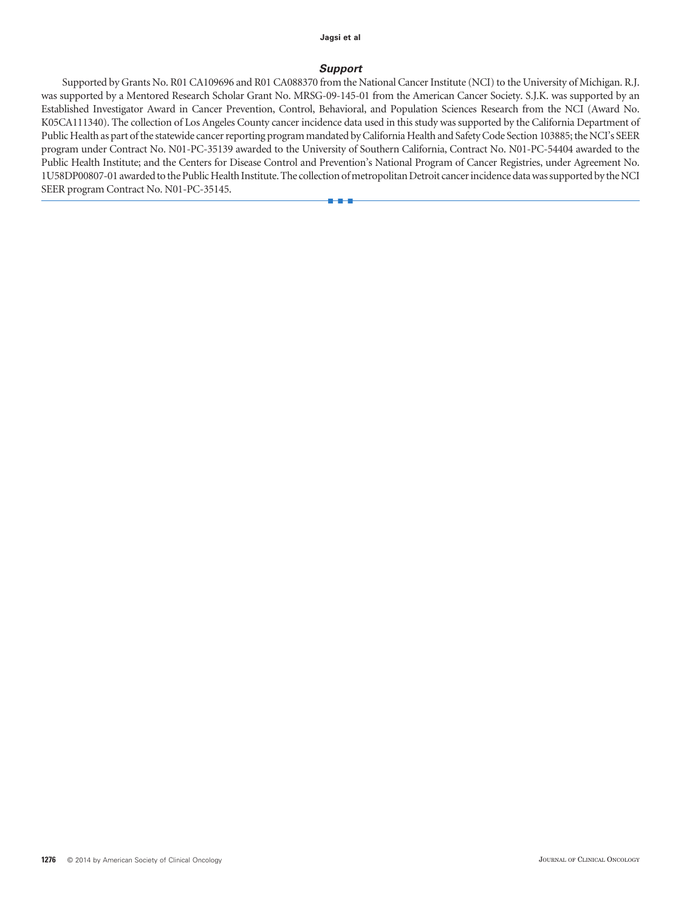## *Support*

Supported by Grants No. R01 CA109696 and R01 CA088370 from the National Cancer Institute (NCI) to the University of Michigan. R.J. was supported by a Mentored Research Scholar Grant No. MRSG-09-145-01 from the American Cancer Society. S.J.K. was supported by an Established Investigator Award in Cancer Prevention, Control, Behavioral, and Population Sciences Research from the NCI (Award No. K05CA111340). The collection of Los Angeles County cancer incidence data used in this study was supported by the California Department of Public Health as part of the statewide cancer reporting program mandated by California Health and Safety Code Section 103885; the NCI's SEER program under Contract No. N01-PC-35139 awarded to the University of Southern California, Contract No. N01-PC-54404 awarded to the Public Health Institute; and the Centers for Disease Control and Prevention's National Program of Cancer Registries, under Agreement No. 1U58DP00807-01 awarded to the Public Health Institute. The collection of metropolitan Detroit cancer incidence data was supported by the NCI SEER program Contract No. N01-PC-35145.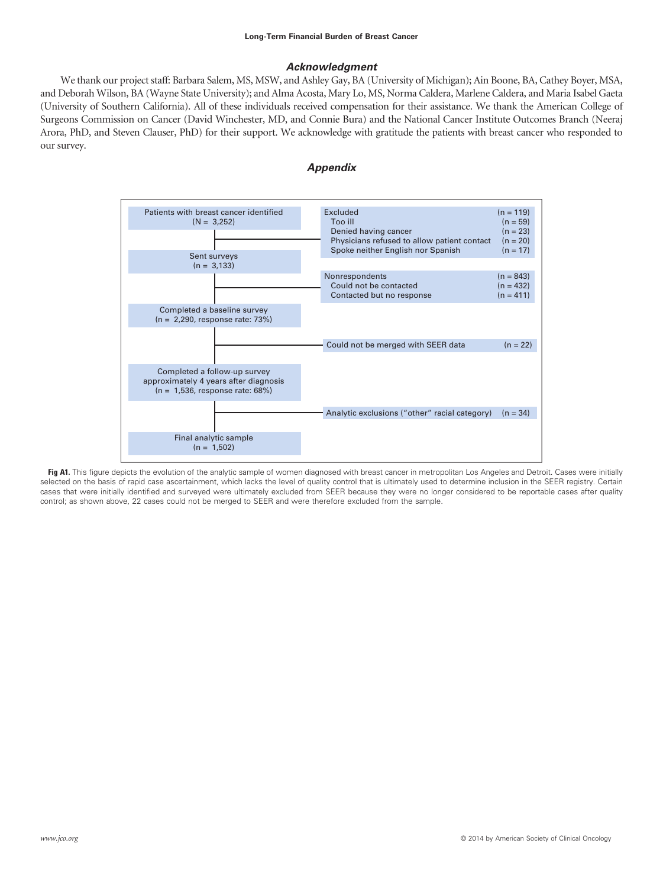## Acknowledgment

We thank our project staff: Barbara Salem, MS, MSW, and Ashley Gay, BA (University of Michigan); Ain Boone, BA, Cathey Boyer, MSA, and Deborah Wilson, BA (Wayne State University); and Alma Acosta, Mary Lo, MS, Norma Caldera, Marlene Caldera, and Maria Isabel Gaeta (University of Southern California). All of these individuals received compensation for their assistance. We thank the American College of Surgeons Commission on Cancer (David Winchester, MD, and Connie Bura) and the National Cancer Institute Outcomes Branch (Neeraj Arora, PhD, and Steven Clauser, PhD) for their support. We acknowledge with gratitude the patients with breast cancer who responded to our survey.

## Appendix

Patients with breast cancer identified (N = 3,252)

Excluded (n = 119)
Too ill (n = 59)
Denied having cancer (n = 23)
Physicians refused to allow patient contact (n = 20)
Spoke neither English nor Spanish (n = 17)

Sent surveys (n = 3,133)

Nonrespondents (n = 843)
Could not be contacted (n = 432)
Contacted but no response (n = 411)

Completed a baseline survey (n = 2,290, response rate: 73%)

Could not be merged with SEER data (n = 22)

Completed a follow-up survey approximately 4 years after diagnosis (n = 1,536, response rate: 68%)

Analytic exclusions ("other" racial category) (n = 34)

Final analytic sample (n = 1,502)

**Fig A1.** This figure depicts the evolution of the analytic sample of women diagnosed with breast cancer in metropolitan Los Angeles and Detroit. Cases were initially selected on the basis of rapid case ascertainment, which lacks the level of quality control that is ultimately used to determine inclusion in the SEER registry. Certain cases that were initially identified and surveyed were ultimately excluded from SEER because they were no longer considered to be reportable cases after quality control; as shown above, 22 cases could not be merged to SEER and were therefore excluded from the sample.